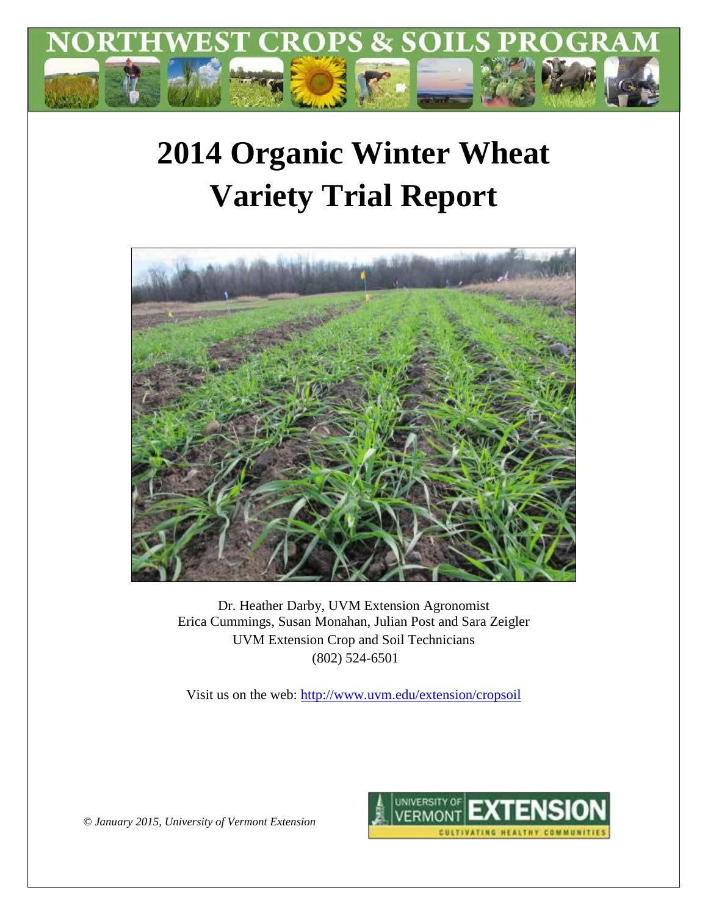NORTHWEST CROPS & SOILS PROGRAM

# 2014 Organic Winter Wheat Variety Trial Report

Dr. Heather Darby, UVM Extension Agronomist
Erica Cummings, Susan Monahan, Julian Post and Sara Zeigler
UVM Extension Crop and Soil Technicians
(802) 524-6501

Visit us on the web: http://www.uvm.edu/extension/cropsoil

*© January 2015, University of Vermont Extension*

UNIVERSITY OF VERMONT EXTENSION
CULTIVATING HEALTHY COMMUNITIES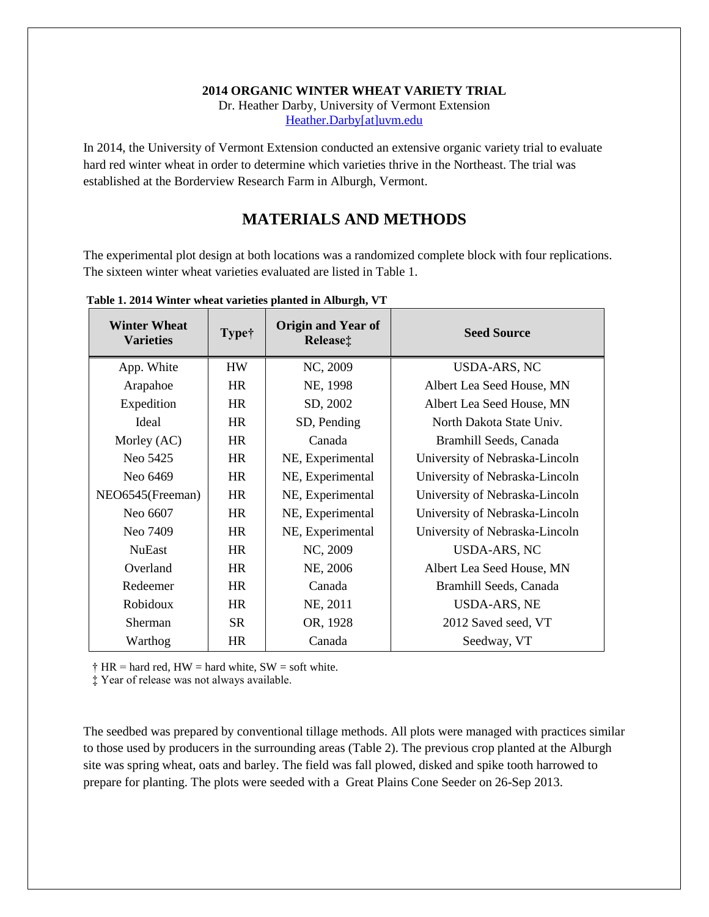**2014 ORGANIC WINTER WHEAT VARIETY TRIAL**
Dr. Heather Darby, University of Vermont Extension
Heather.Darby[at]uvm.edu

In 2014, the University of Vermont Extension conducted an extensive organic variety trial to evaluate hard red winter wheat in order to determine which varieties thrive in the Northeast. The trial was established at the Borderview Research Farm in Alburgh, Vermont.

## MATERIALS AND METHODS

The experimental plot design at both locations was a randomized complete block with four replications. The sixteen winter wheat varieties evaluated are listed in Table 1.

**Table 1. 2014 Winter wheat varieties planted in Alburgh, VT**

| Winter Wheat Varieties | Type† | Origin and Year of Release‡ | Seed Source |
|---|---|---|---|
| App. White | HW | NC, 2009 | USDA-ARS, NC |
| Arapahoe | HR | NE, 1998 | Albert Lea Seed House, MN |
| Expedition | HR | SD, 2002 | Albert Lea Seed House, MN |
| Ideal | HR | SD, Pending | North Dakota State Univ. |
| Morley (AC) | HR | Canada | Bramhill Seeds, Canada |
| Neo 5425 | HR | NE, Experimental | University of Nebraska-Lincoln |
| Neo 6469 | HR | NE, Experimental | University of Nebraska-Lincoln |
| NEO6545(Freeman) | HR | NE, Experimental | University of Nebraska-Lincoln |
| Neo 6607 | HR | NE, Experimental | University of Nebraska-Lincoln |
| Neo 7409 | HR | NE, Experimental | University of Nebraska-Lincoln |
| NuEast | HR | NC, 2009 | USDA-ARS, NC |
| Overland | HR | NE, 2006 | Albert Lea Seed House, MN |
| Redeemer | HR | Canada | Bramhill Seeds, Canada |
| Robidoux | HR | NE, 2011 | USDA-ARS, NE |
| Sherman | SR | OR, 1928 | 2012 Saved seed, VT |
| Warthog | HR | Canada | Seedway, VT |

† HR = hard red, HW = hard white, SW = soft white.
‡ Year of release was not always available.

The seedbed was prepared by conventional tillage methods. All plots were managed with practices similar to those used by producers in the surrounding areas (Table 2). The previous crop planted at the Alburgh site was spring wheat, oats and barley. The field was fall plowed, disked and spike tooth harrowed to prepare for planting. The plots were seeded with a Great Plains Cone Seeder on 26-Sep 2013.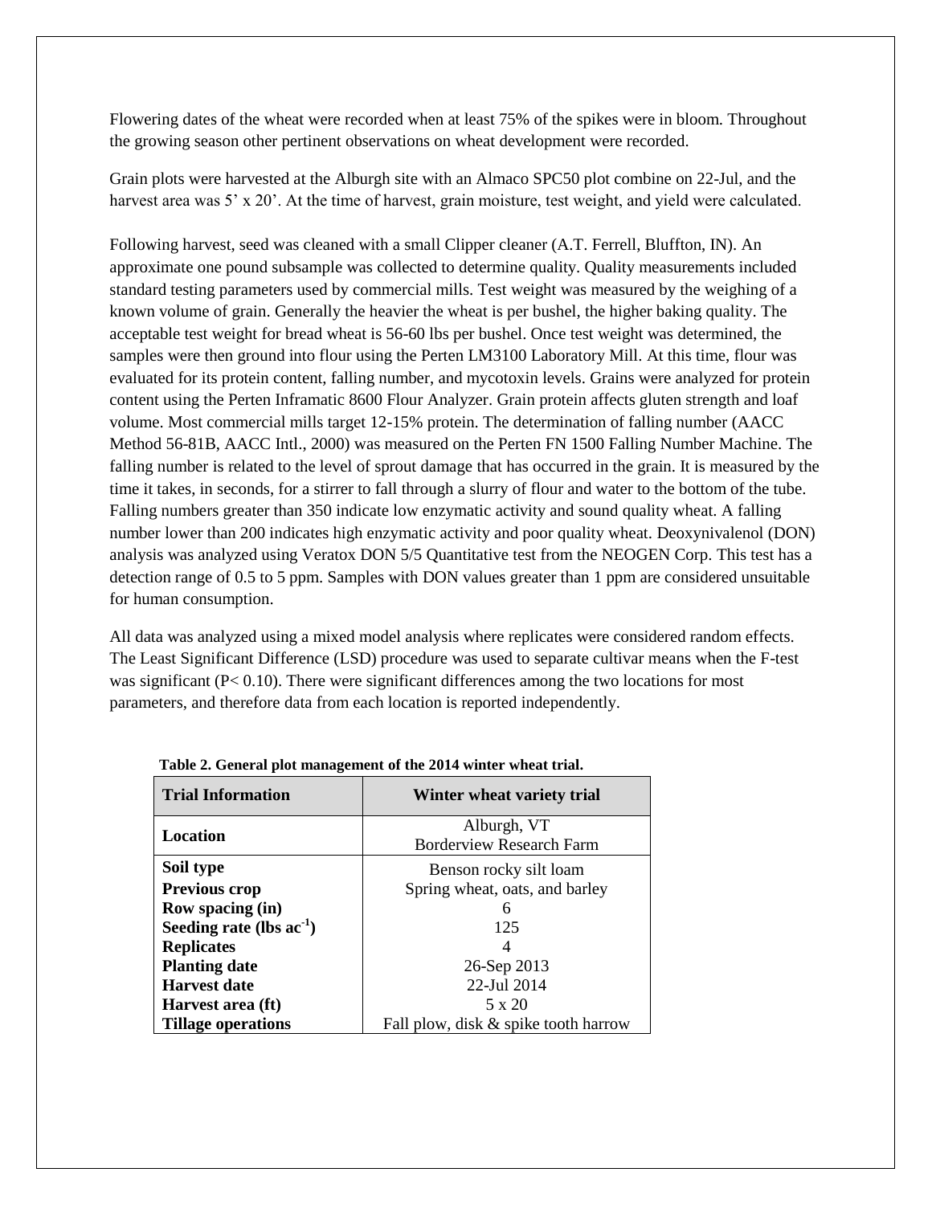Flowering dates of the wheat were recorded when at least 75% of the spikes were in bloom. Throughout the growing season other pertinent observations on wheat development were recorded.

Grain plots were harvested at the Alburgh site with an Almaco SPC50 plot combine on 22-Jul, and the harvest area was 5' x 20'. At the time of harvest, grain moisture, test weight, and yield were calculated.

Following harvest, seed was cleaned with a small Clipper cleaner (A.T. Ferrell, Bluffton, IN). An approximate one pound subsample was collected to determine quality. Quality measurements included standard testing parameters used by commercial mills. Test weight was measured by the weighing of a known volume of grain. Generally the heavier the wheat is per bushel, the higher baking quality. The acceptable test weight for bread wheat is 56-60 lbs per bushel. Once test weight was determined, the samples were then ground into flour using the Perten LM3100 Laboratory Mill. At this time, flour was evaluated for its protein content, falling number, and mycotoxin levels. Grains were analyzed for protein content using the Perten Inframatic 8600 Flour Analyzer. Grain protein affects gluten strength and loaf volume. Most commercial mills target 12-15% protein. The determination of falling number (AACC Method 56-81B, AACC Intl., 2000) was measured on the Perten FN 1500 Falling Number Machine. The falling number is related to the level of sprout damage that has occurred in the grain. It is measured by the time it takes, in seconds, for a stirrer to fall through a slurry of flour and water to the bottom of the tube. Falling numbers greater than 350 indicate low enzymatic activity and sound quality wheat. A falling number lower than 200 indicates high enzymatic activity and poor quality wheat. Deoxynivalenol (DON) analysis was analyzed using Veratox DON 5/5 Quantitative test from the NEOGEN Corp. This test has a detection range of 0.5 to 5 ppm. Samples with DON values greater than 1 ppm are considered unsuitable for human consumption.

All data was analyzed using a mixed model analysis where replicates were considered random effects. The Least Significant Difference (LSD) procedure was used to separate cultivar means when the F-test was significant ($P < 0.10$). There were significant differences among the two locations for most parameters, and therefore data from each location is reported independently.

**Table 2. General plot management of the 2014 winter wheat trial.**

| Trial Information | Winter wheat variety trial |
|---|---|
| **Location** | Alburgh, VT<br>Borderview Research Farm |
| **Soil type** | Benson rocky silt loam |
| **Previous crop** | Spring wheat, oats, and barley |
| **Row spacing (in)** | 6 |
| **Seeding rate (lbs $ac^{-1}$)** | 125 |
| **Replicates** | 4 |
| **Planting date** | 26-Sep 2013 |
| **Harvest date** | 22-Jul 2014 |
| **Harvest area (ft)** | 5 x 20 |
| **Tillage operations** | Fall plow, disk & spike tooth harrow |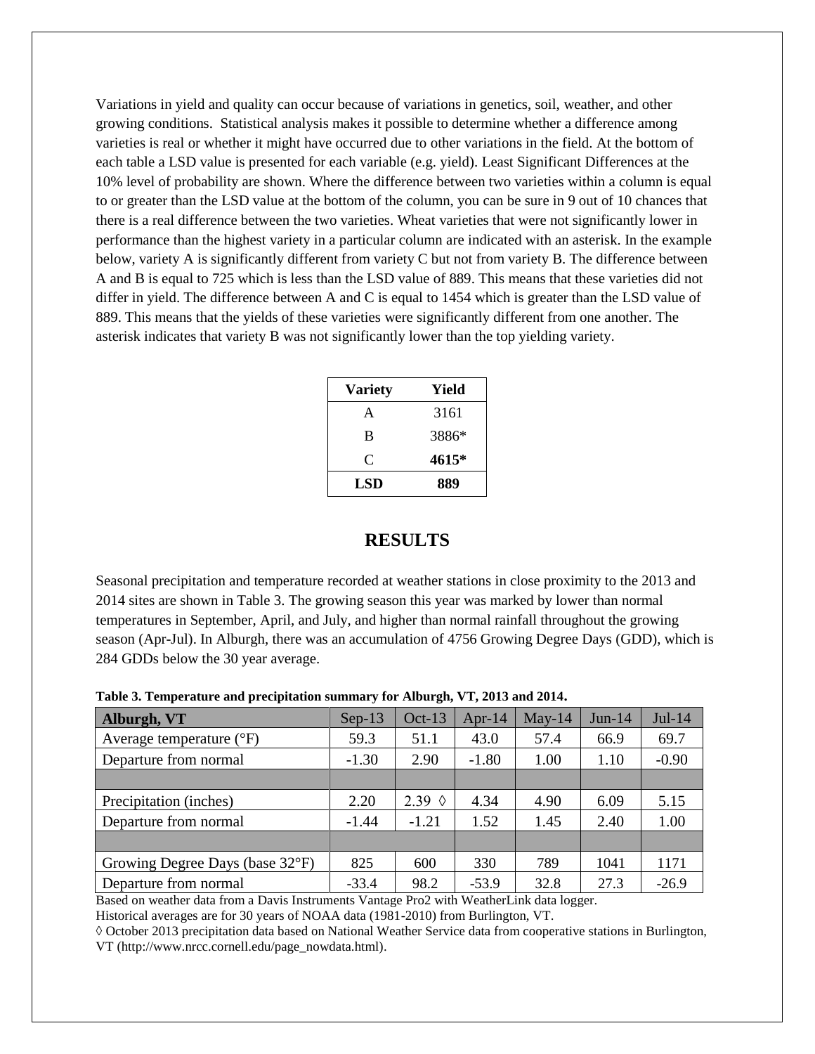Variations in yield and quality can occur because of variations in genetics, soil, weather, and other growing conditions. Statistical analysis makes it possible to determine whether a difference among varieties is real or whether it might have occurred due to other variations in the field. At the bottom of each table a LSD value is presented for each variable (e.g. yield). Least Significant Differences at the 10% level of probability are shown. Where the difference between two varieties within a column is equal to or greater than the LSD value at the bottom of the column, you can be sure in 9 out of 10 chances that there is a real difference between the two varieties. Wheat varieties that were not significantly lower in performance than the highest variety in a particular column are indicated with an asterisk. In the example below, variety A is significantly different from variety C but not from variety B. The difference between A and B is equal to 725 which is less than the LSD value of 889. This means that these varieties did not differ in yield. The difference between A and C is equal to 1454 which is greater than the LSD value of 889. This means that the yields of these varieties were significantly different from one another. The asterisk indicates that variety B was not significantly lower than the top yielding variety.

| Variety | Yield |
|---|---|
| A | 3161 |
| B | 3886* |
| C | **4615*** |
| **LSD** | **889** |

## RESULTS

Seasonal precipitation and temperature recorded at weather stations in close proximity to the 2013 and 2014 sites are shown in Table 3. The growing season this year was marked by lower than normal temperatures in September, April, and July, and higher than normal rainfall throughout the growing season (Apr-Jul). In Alburgh, there was an accumulation of 4756 Growing Degree Days (GDD), which is 284 GDDs below the 30 year average.

**Table 3. Temperature and precipitation summary for Alburgh, VT, 2013 and 2014.**

| Alburgh, VT | Sep-13 | Oct-13 | Apr-14 | May-14 | Jun-14 | Jul-14 |
|---|---|---|---|---|---|---|
| Average temperature (°F) | 59.3 | 51.1 | 43.0 | 57.4 | 66.9 | 69.7 |
| Departure from normal | -1.30 | 2.90 | -1.80 | 1.00 | 1.10 | -0.90 |
| | | | | | | |
| Precipitation (inches) | 2.20 | 2.39 ◊ | 4.34 | 4.90 | 6.09 | 5.15 |
| Departure from normal | -1.44 | -1.21 | 1.52 | 1.45 | 2.40 | 1.00 |
| | | | | | | |
| Growing Degree Days (base 32°F) | 825 | 600 | 330 | 789 | 1041 | 1171 |
| Departure from normal | -33.4 | 98.2 | -53.9 | 32.8 | 27.3 | -26.9 |

Based on weather data from a Davis Instruments Vantage Pro2 with WeatherLink data logger.
Historical averages are for 30 years of NOAA data (1981-2010) from Burlington, VT.
◊ October 2013 precipitation data based on National Weather Service data from cooperative stations in Burlington, VT (http://www.nrcc.cornell.edu/page_nowdata.html).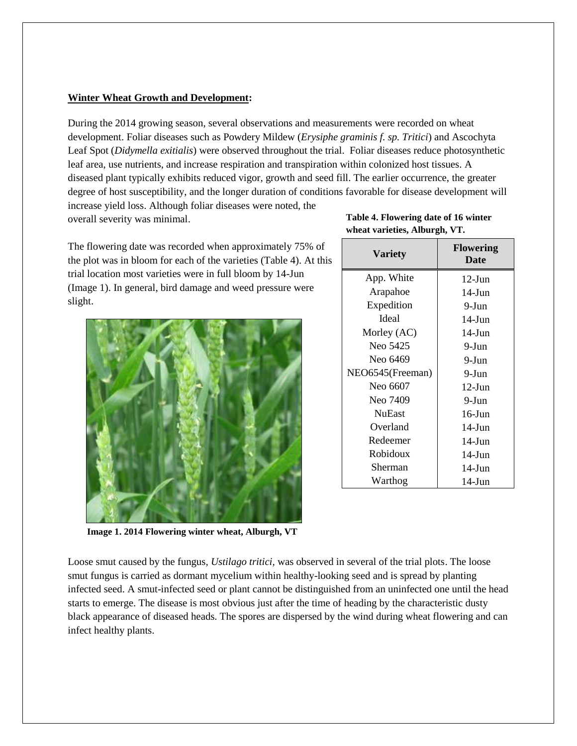## **Winter Wheat Growth and Development:**

During the 2014 growing season, several observations and measurements were recorded on wheat development. Foliar diseases such as Powdery Mildew (*Erysiphe graminis f. sp. Tritici*) and Ascochyta Leaf Spot (*Didymella exitialis*) were observed throughout the trial. Foliar diseases reduce photosynthetic leaf area, use nutrients, and increase respiration and transpiration within colonized host tissues. A diseased plant typically exhibits reduced vigor, growth and seed fill. The earlier occurrence, the greater degree of host susceptibility, and the longer duration of conditions favorable for disease development will increase yield loss. Although foliar diseases were noted, the overall severity was minimal.

The flowering date was recorded when approximately 75% of the plot was in bloom for each of the varieties (Table 4). At this trial location most varieties were in full bloom by 14-Jun (Image 1). In general, bird damage and weed pressure were slight.

**Table 4. Flowering date of 16 winter wheat varieties, Alburgh, VT.**

| Variety | Flowering Date |
|---|---|
| App. White | 12-Jun |
| Arapahoe | 14-Jun |
| Expedition | 9-Jun |
| Ideal | 14-Jun |
| Morley (AC) | 14-Jun |
| Neo 5425 | 9-Jun |
| Neo 6469 | 9-Jun |
| NEO6545(Freeman) | 9-Jun |
| Neo 6607 | 12-Jun |
| Neo 7409 | 9-Jun |
| NuEast | 16-Jun |
| Overland | 14-Jun |
| Redeemer | 14-Jun |
| Robidoux | 14-Jun |
| Sherman | 14-Jun |
| Warthog | 14-Jun |

**Image 1. 2014 Flowering winter wheat, Alburgh, VT**

Loose smut caused by the fungus, *Ustilago tritici*, was observed in several of the trial plots. The loose smut fungus is carried as dormant mycelium within healthy-looking seed and is spread by planting infected seed. A smut-infected seed or plant cannot be distinguished from an uninfected one until the head starts to emerge. The disease is most obvious just after the time of heading by the characteristic dusty black appearance of diseased heads. The spores are dispersed by the wind during wheat flowering and can infect healthy plants.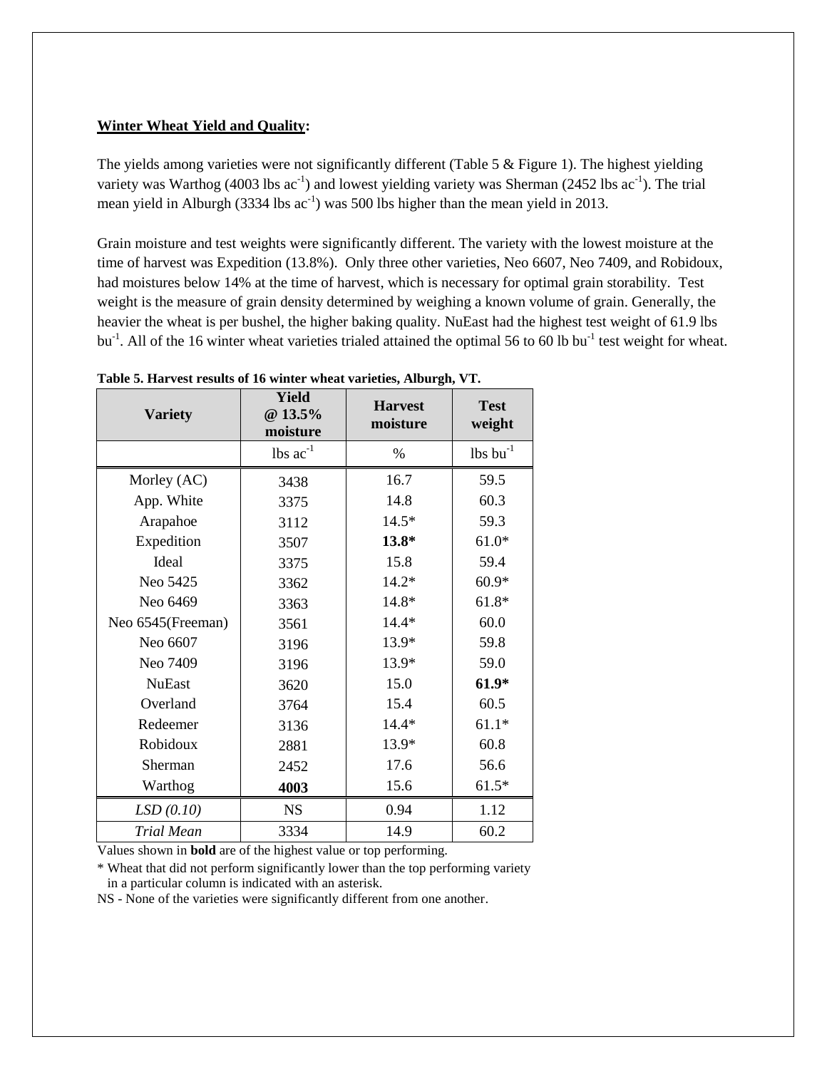**Winter Wheat Yield and Quality:**

The yields among varieties were not significantly different (Table 5 & Figure 1). The highest yielding variety was Warthog (4003 lbs $ac^{-1}$) and lowest yielding variety was Sherman (2452 lbs $ac^{-1}$). The trial mean yield in Alburgh (3334 lbs $ac^{-1}$) was 500 lbs higher than the mean yield in 2013.

Grain moisture and test weights were significantly different. The variety with the lowest moisture at the time of harvest was Expedition (13.8%). Only three other varieties, Neo 6607, Neo 7409, and Robidoux, had moistures below 14% at the time of harvest, which is necessary for optimal grain storability. Test weight is the measure of grain density determined by weighing a known volume of grain. Generally, the heavier the wheat is per bushel, the higher baking quality. NuEast had the highest test weight of 61.9 lbs $bu^{-1}$. All of the 16 winter wheat varieties trialed attained the optimal 56 to 60 lb $bu^{-1}$ test weight for wheat.

**Table 5. Harvest results of 16 winter wheat varieties, Alburgh, VT.**

| Variety | Yield @ 13.5% moisture | Harvest moisture | Test weight |
|---|---|---|---|
| | lbs $ac^{-1}$ | % | lbs $bu^{-1}$ |
| Morley (AC) | 3438 | 16.7 | 59.5 |
| App. White | 3375 | 14.8 | 60.3 |
| Arapahoe | 3112 | 14.5* | 59.3 |
| Expedition | 3507 | **13.8*** | 61.0* |
| Ideal | 3375 | 15.8 | 59.4 |
| Neo 5425 | 3362 | 14.2* | 60.9* |
| Neo 6469 | 3363 | 14.8* | 61.8* |
| Neo 6545(Freeman) | 3561 | 14.4* | 60.0 |
| Neo 6607 | 3196 | 13.9* | 59.8 |
| Neo 7409 | 3196 | 13.9* | 59.0 |
| NuEast | 3620 | 15.0 | **61.9*** |
| Overland | 3764 | 15.4 | 60.5 |
| Redeemer | 3136 | 14.4* | 61.1* |
| Robidoux | 2881 | 13.9* | 60.8 |
| Sherman | 2452 | 17.6 | 56.6 |
| Warthog | **4003** | 15.6 | 61.5* |
| *LSD (0.10)* | NS | 0.94 | 1.12 |
| *Trial Mean* | 3334 | 14.9 | 60.2 |

Values shown in **bold** are of the highest value or top performing.

* Wheat that did not perform significantly lower than the top performing variety in a particular column is indicated with an asterisk.

NS - None of the varieties were significantly different from one another.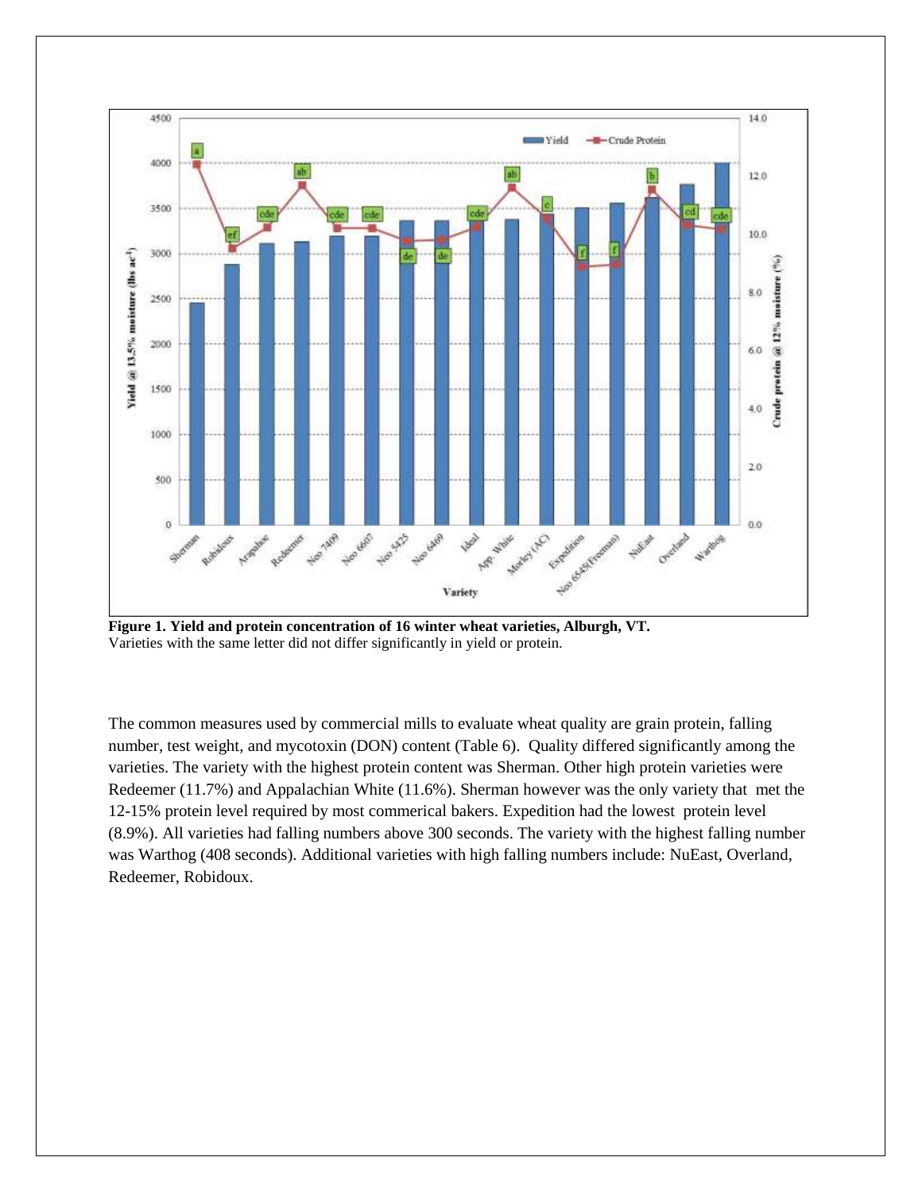**Figure 1. Yield and protein concentration of 16 winter wheat varieties, Alburgh, VT.**
Varieties with the same letter did not differ significantly in yield or protein.

The common measures used by commercial mills to evaluate wheat quality are grain protein, falling number, test weight, and mycotoxin (DON) content (Table 6). Quality differed significantly among the varieties. The variety with the highest protein content was Sherman. Other high protein varieties were Redeemer (11.7%) and Appalachian White (11.6%). Sherman however was the only variety that met the 12-15% protein level required by most commerical bakers. Expedition had the lowest protein level (8.9%). All varieties had falling numbers above 300 seconds. The variety with the highest falling number was Warthog (408 seconds). Additional varieties with high falling numbers include: NuEast, Overland, Redeemer, Robidoux.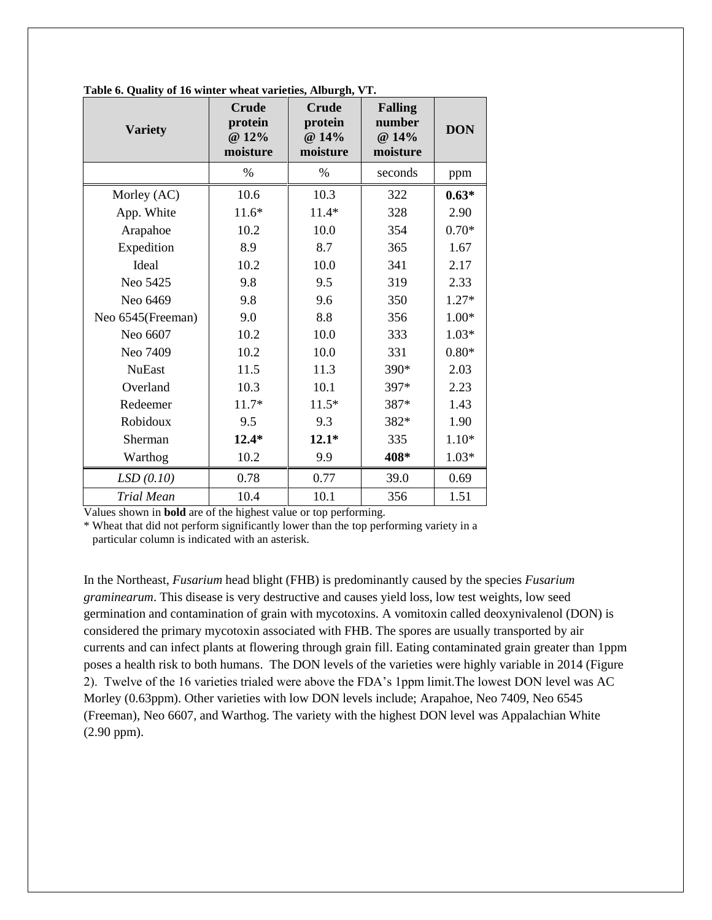**Table 6. Quality of 16 winter wheat varieties, Alburgh, VT.**

| Variety | Crude protein @ 12% moisture | Crude protein @ 14% moisture | Falling number @ 14% moisture | DON |
|---|---|---|---|---|
| | % | % | seconds | ppm |
| Morley (AC) | 10.6 | 10.3 | 322 | **0.63*** |
| App. White | 11.6* | 11.4* | 328 | 2.90 |
| Arapahoe | 10.2 | 10.0 | 354 | 0.70* |
| Expedition | 8.9 | 8.7 | 365 | 1.67 |
| Ideal | 10.2 | 10.0 | 341 | 2.17 |
| Neo 5425 | 9.8 | 9.5 | 319 | 2.33 |
| Neo 6469 | 9.8 | 9.6 | 350 | 1.27* |
| Neo 6545(Freeman) | 9.0 | 8.8 | 356 | 1.00* |
| Neo 6607 | 10.2 | 10.0 | 333 | 1.03* |
| Neo 7409 | 10.2 | 10.0 | 331 | 0.80* |
| NuEast | 11.5 | 11.3 | 390* | 2.03 |
| Overland | 10.3 | 10.1 | 397* | 2.23 |
| Redeemer | 11.7* | 11.5* | 387* | 1.43 |
| Robidoux | 9.5 | 9.3 | 382* | 1.90 |
| Sherman | **12.4*** | **12.1*** | 335 | 1.10* |
| Warthog | 10.2 | 9.9 | **408*** | 1.03* |
| *LSD (0.10)* | 0.78 | 0.77 | 39.0 | 0.69 |
| *Trial Mean* | 10.4 | 10.1 | 356 | 1.51 |

Values shown in **bold** are of the highest value or top performing.

* Wheat that did not perform significantly lower than the top performing variety in a particular column is indicated with an asterisk.

In the Northeast, *Fusarium* head blight (FHB) is predominantly caused by the species *Fusarium graminearum*. This disease is very destructive and causes yield loss, low test weights, low seed germination and contamination of grain with mycotoxins. A vomitoxin called deoxynivalenol (DON) is considered the primary mycotoxin associated with FHB. The spores are usually transported by air currents and can infect plants at flowering through grain fill. Eating contaminated grain greater than 1ppm poses a health risk to both humans. The DON levels of the varieties were highly variable in 2014 (Figure 2). Twelve of the 16 varieties trialed were above the FDA's 1ppm limit.The lowest DON level was AC Morley (0.63ppm). Other varieties with low DON levels include; Arapahoe, Neo 7409, Neo 6545 (Freeman), Neo 6607, and Warthog. The variety with the highest DON level was Appalachian White (2.90 ppm).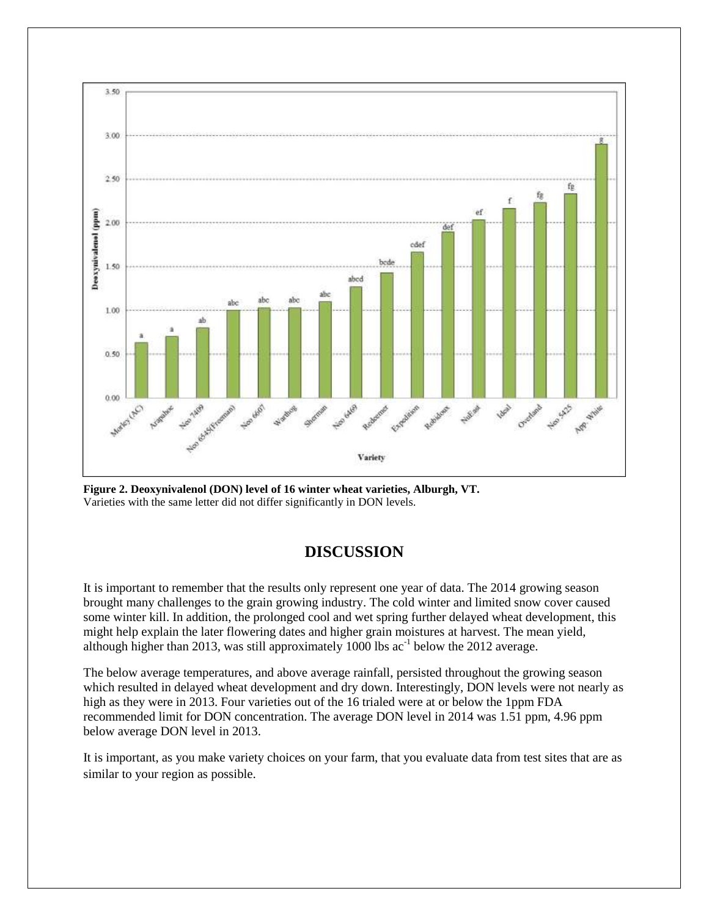**Figure 2. Deoxynivalenol (DON) level of 16 winter wheat varieties, Alburgh, VT.**
Varieties with the same letter did not differ significantly in DON levels.

## DISCUSSION

It is important to remember that the results only represent one year of data. The 2014 growing season brought many challenges to the grain growing industry. The cold winter and limited snow cover caused some winter kill. In addition, the prolonged cool and wet spring further delayed wheat development, this might help explain the later flowering dates and higher grain moistures at harvest. The mean yield, although higher than 2013, was still approximately 1000 lbs $ac^{-1}$ below the 2012 average.

The below average temperatures, and above average rainfall, persisted throughout the growing season which resulted in delayed wheat development and dry down. Interestingly, DON levels were not nearly as high as they were in 2013. Four varieties out of the 16 trialed were at or below the 1ppm FDA recommended limit for DON concentration. The average DON level in 2014 was 1.51 ppm, 4.96 ppm below average DON level in 2013.

It is important, as you make variety choices on your farm, that you evaluate data from test sites that are as similar to your region as possible.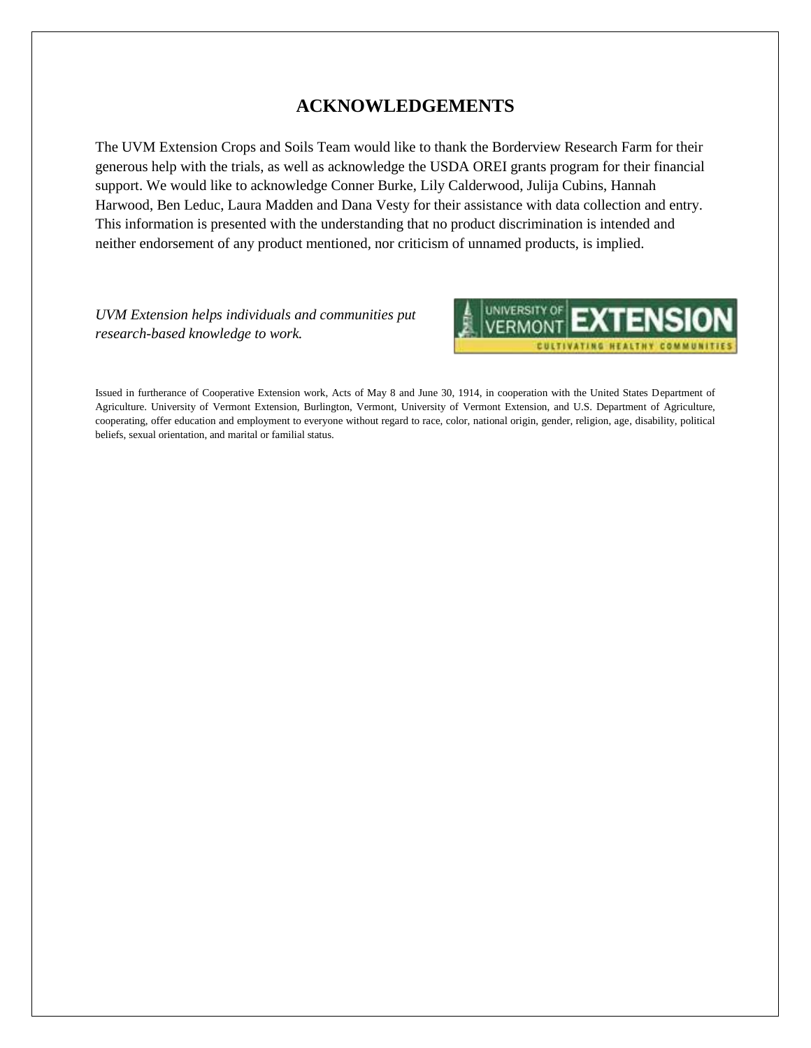## ACKNOWLEDGEMENTS

The UVM Extension Crops and Soils Team would like to thank the Borderview Research Farm for their generous help with the trials, as well as acknowledge the USDA OREI grants program for their financial support. We would like to acknowledge Conner Burke, Lily Calderwood, Julija Cubins, Hannah Harwood, Ben Leduc, Laura Madden and Dana Vesty for their assistance with data collection and entry. This information is presented with the understanding that no product discrimination is intended and neither endorsement of any product mentioned, nor criticism of unnamed products, is implied.

*UVM Extension helps individuals and communities put research-based knowledge to work.*

UNIVERSITY OF VERMONT EXTENSION
CULTIVATING HEALTHY COMMUNITIES

Issued in furtherance of Cooperative Extension work, Acts of May 8 and June 30, 1914, in cooperation with the United States Department of Agriculture. University of Vermont Extension, Burlington, Vermont, University of Vermont Extension, and U.S. Department of Agriculture, cooperating, offer education and employment to everyone without regard to race, color, national origin, gender, religion, age, disability, political beliefs, sexual orientation, and marital or familial status.